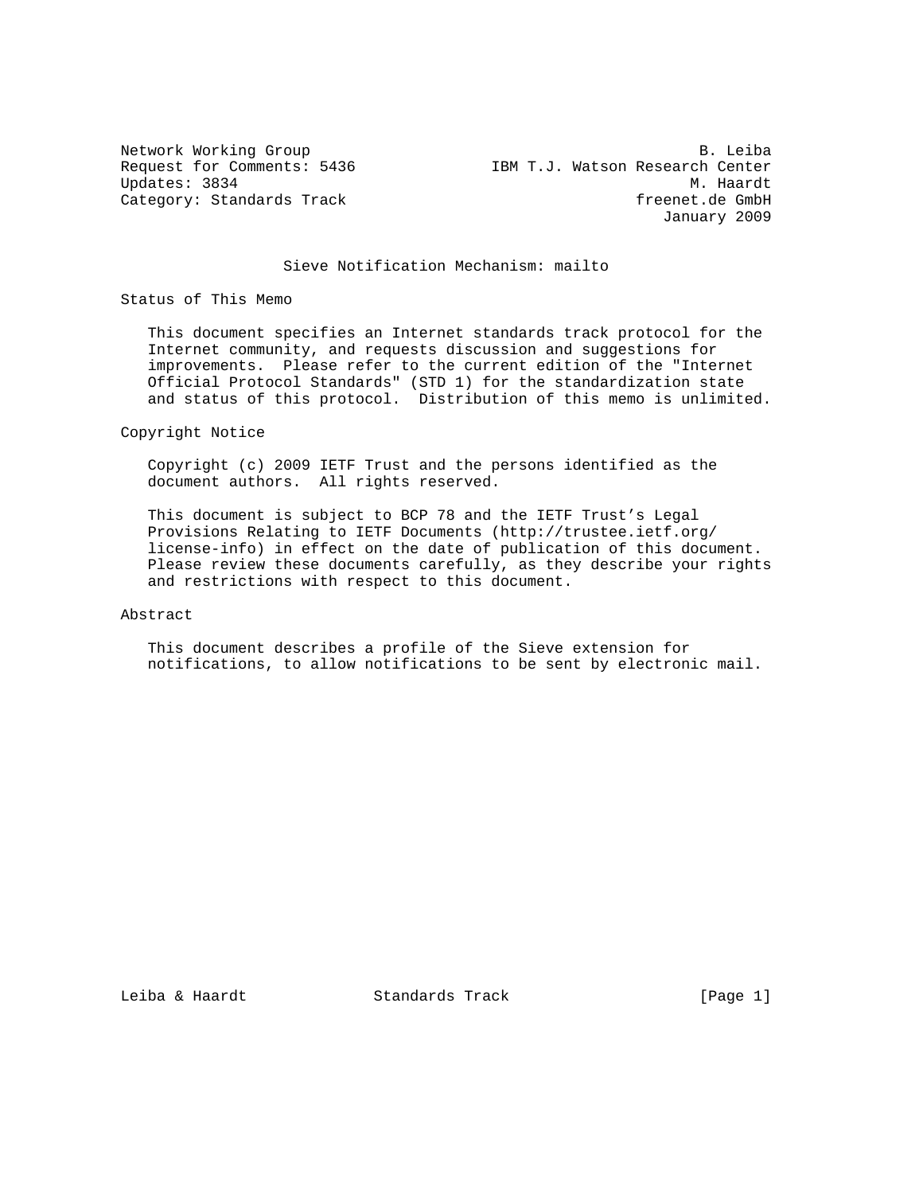Network Working Group — B. Leiba
Request for Comments: 5436 — IBM T.J. Watson Research Center
Updates: 3834 — M. Haardt
Category: Standards Track — freenet.de GmbH
January 2009

# Sieve Notification Mechanism: mailto

## Status of This Memo

This document specifies an Internet standards track protocol for the Internet community, and requests discussion and suggestions for improvements. Please refer to the current edition of the "Internet Official Protocol Standards" (STD 1) for the standardization state and status of this protocol. Distribution of this memo is unlimited.

## Copyright Notice

Copyright (c) 2009 IETF Trust and the persons identified as the document authors. All rights reserved.

This document is subject to BCP 78 and the IETF Trust's Legal Provisions Relating to IETF Documents (http://trustee.ietf.org/license-info) in effect on the date of publication of this document. Please review these documents carefully, as they describe your rights and restrictions with respect to this document.

## Abstract

This document describes a profile of the Sieve extension for notifications, to allow notifications to be sent by electronic mail.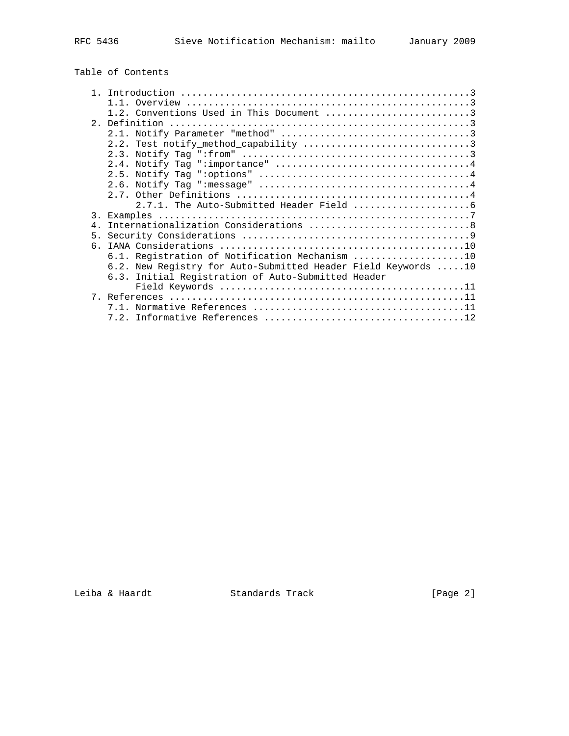## Table of Contents

```
   1. Introduction ....................................................3
      1.1. Overview ...................................................3
      1.2. Conventions Used in This Document ..........................3
   2. Definition ......................................................3
      2.1. Notify Parameter "method" ..................................3
      2.2. Test notify_method_capability ..............................3
      2.3. Notify Tag ":from" .........................................3
      2.4. Notify Tag ":importance" ...................................4
      2.5. Notify Tag ":options" ......................................4
      2.6. Notify Tag ":message" ......................................4
      2.7. Other Definitions ..........................................4
           2.7.1. The Auto-Submitted Header Field .....................6
   3. Examples ........................................................7
   4. Internationalization Considerations .............................8
   5. Security Considerations .........................................9
   6. IANA Considerations ............................................10
      6.1. Registration of Notification Mechanism ....................10
      6.2. New Registry for Auto-Submitted Header Field Keywords .....10
      6.3. Initial Registration of Auto-Submitted Header
           Field Keywords ............................................11
   7. References .....................................................11
      7.1. Normative References ......................................11
      7.2. Informative References ....................................12
```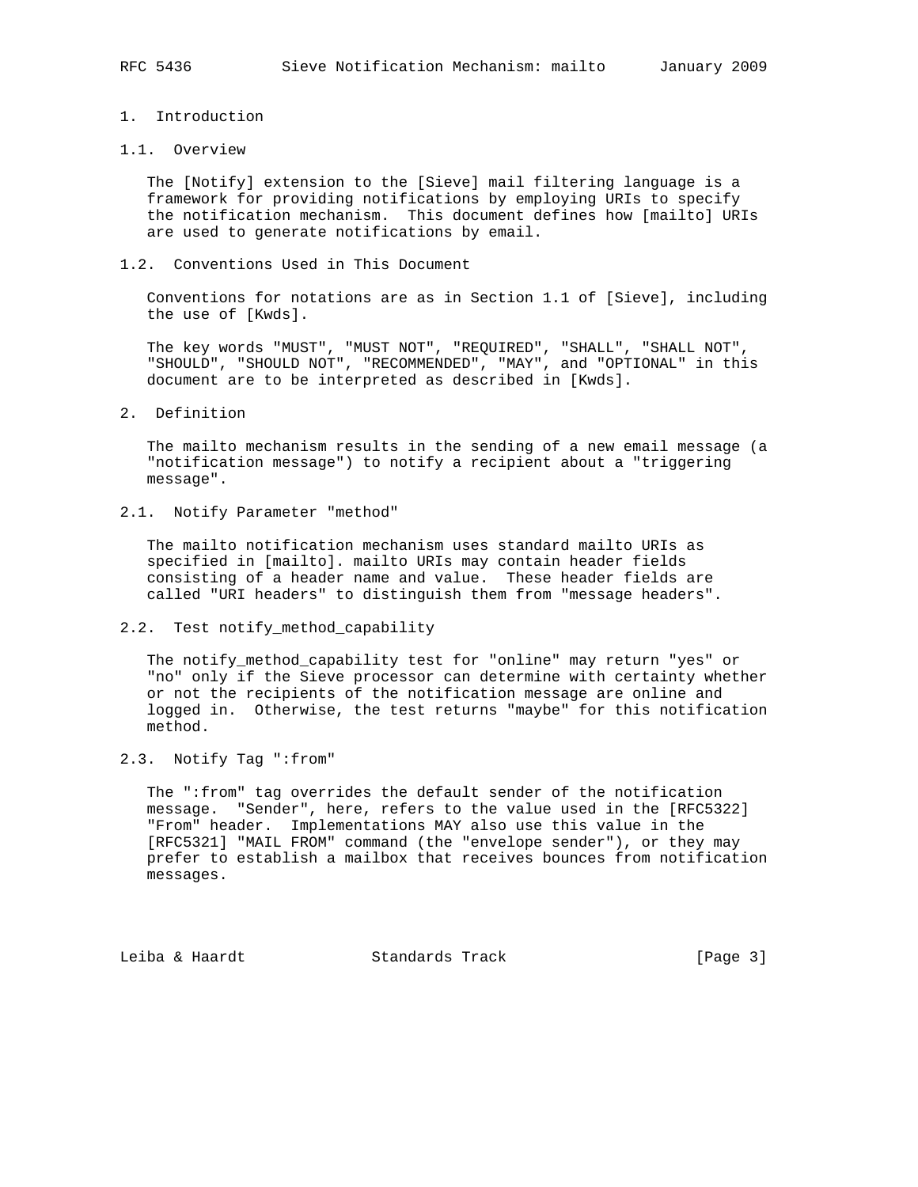# 1. Introduction

## 1.1. Overview

The [Notify] extension to the [Sieve] mail filtering language is a framework for providing notifications by employing URIs to specify the notification mechanism. This document defines how [mailto] URIs are used to generate notifications by email.

## 1.2. Conventions Used in This Document

Conventions for notations are as in Section 1.1 of [Sieve], including the use of [Kwds].

The key words "MUST", "MUST NOT", "REQUIRED", "SHALL", "SHALL NOT", "SHOULD", "SHOULD NOT", "RECOMMENDED", "MAY", and "OPTIONAL" in this document are to be interpreted as described in [Kwds].

# 2. Definition

The mailto mechanism results in the sending of a new email message (a "notification message") to notify a recipient about a "triggering message".

## 2.1. Notify Parameter "method"

The mailto notification mechanism uses standard mailto URIs as specified in [mailto]. mailto URIs may contain header fields consisting of a header name and value. These header fields are called "URI headers" to distinguish them from "message headers".

## 2.2. Test notify_method_capability

The notify_method_capability test for "online" may return "yes" or "no" only if the Sieve processor can determine with certainty whether or not the recipients of the notification message are online and logged in. Otherwise, the test returns "maybe" for this notification method.

## 2.3. Notify Tag ":from"

The ":from" tag overrides the default sender of the notification message. "Sender", here, refers to the value used in the [RFC5322] "From" header. Implementations MAY also use this value in the [RFC5321] "MAIL FROM" command (the "envelope sender"), or they may prefer to establish a mailbox that receives bounces from notification messages.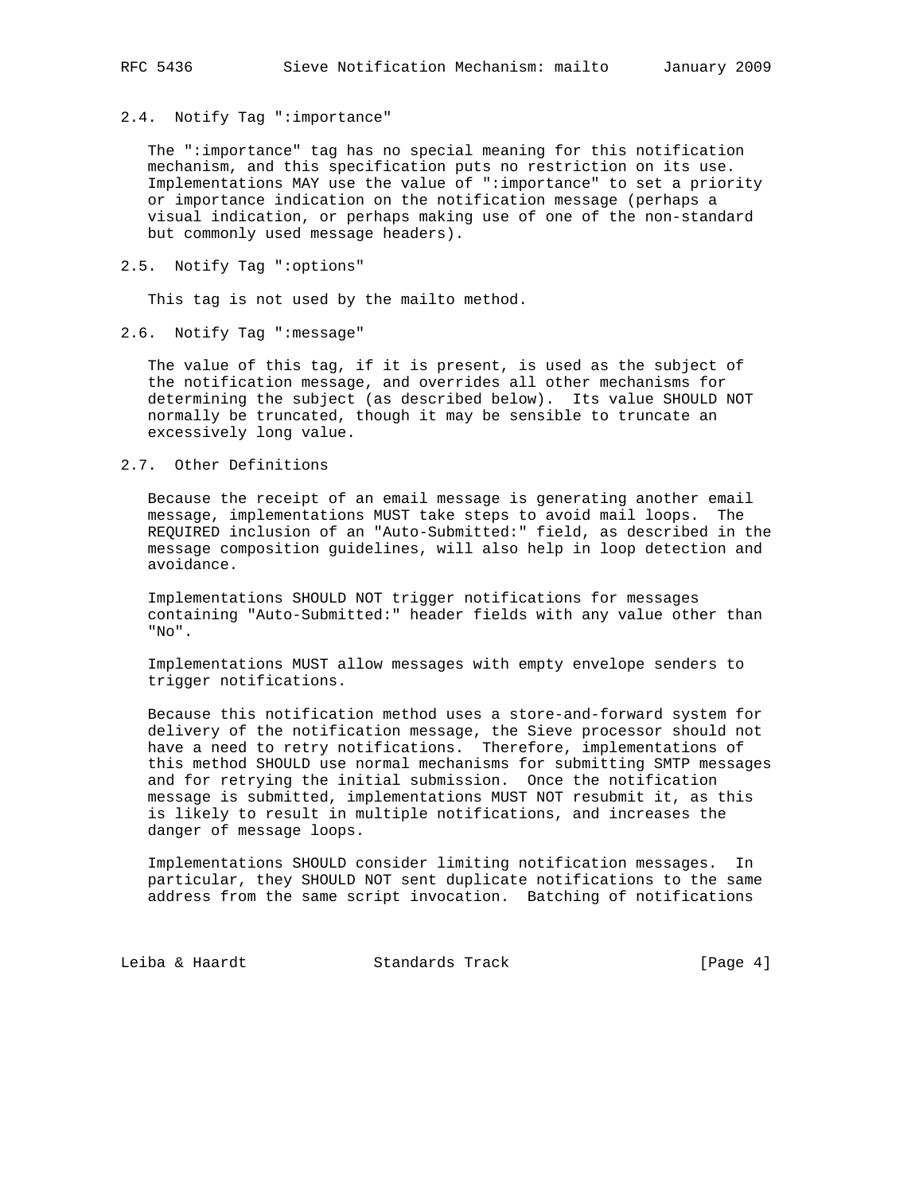## 2.4. Notify Tag ":importance"

The ":importance" tag has no special meaning for this notification mechanism, and this specification puts no restriction on its use. Implementations MAY use the value of ":importance" to set a priority or importance indication on the notification message (perhaps a visual indication, or perhaps making use of one of the non-standard but commonly used message headers).

## 2.5. Notify Tag ":options"

This tag is not used by the mailto method.

## 2.6. Notify Tag ":message"

The value of this tag, if it is present, is used as the subject of the notification message, and overrides all other mechanisms for determining the subject (as described below). Its value SHOULD NOT normally be truncated, though it may be sensible to truncate an excessively long value.

## 2.7. Other Definitions

Because the receipt of an email message is generating another email message, implementations MUST take steps to avoid mail loops. The REQUIRED inclusion of an "Auto-Submitted:" field, as described in the message composition guidelines, will also help in loop detection and avoidance.

Implementations SHOULD NOT trigger notifications for messages containing "Auto-Submitted:" header fields with any value other than "No".

Implementations MUST allow messages with empty envelope senders to trigger notifications.

Because this notification method uses a store-and-forward system for delivery of the notification message, the Sieve processor should not have a need to retry notifications. Therefore, implementations of this method SHOULD use normal mechanisms for submitting SMTP messages and for retrying the initial submission. Once the notification message is submitted, implementations MUST NOT resubmit it, as this is likely to result in multiple notifications, and increases the danger of message loops.

Implementations SHOULD consider limiting notification messages. In particular, they SHOULD NOT sent duplicate notifications to the same address from the same script invocation. Batching of notifications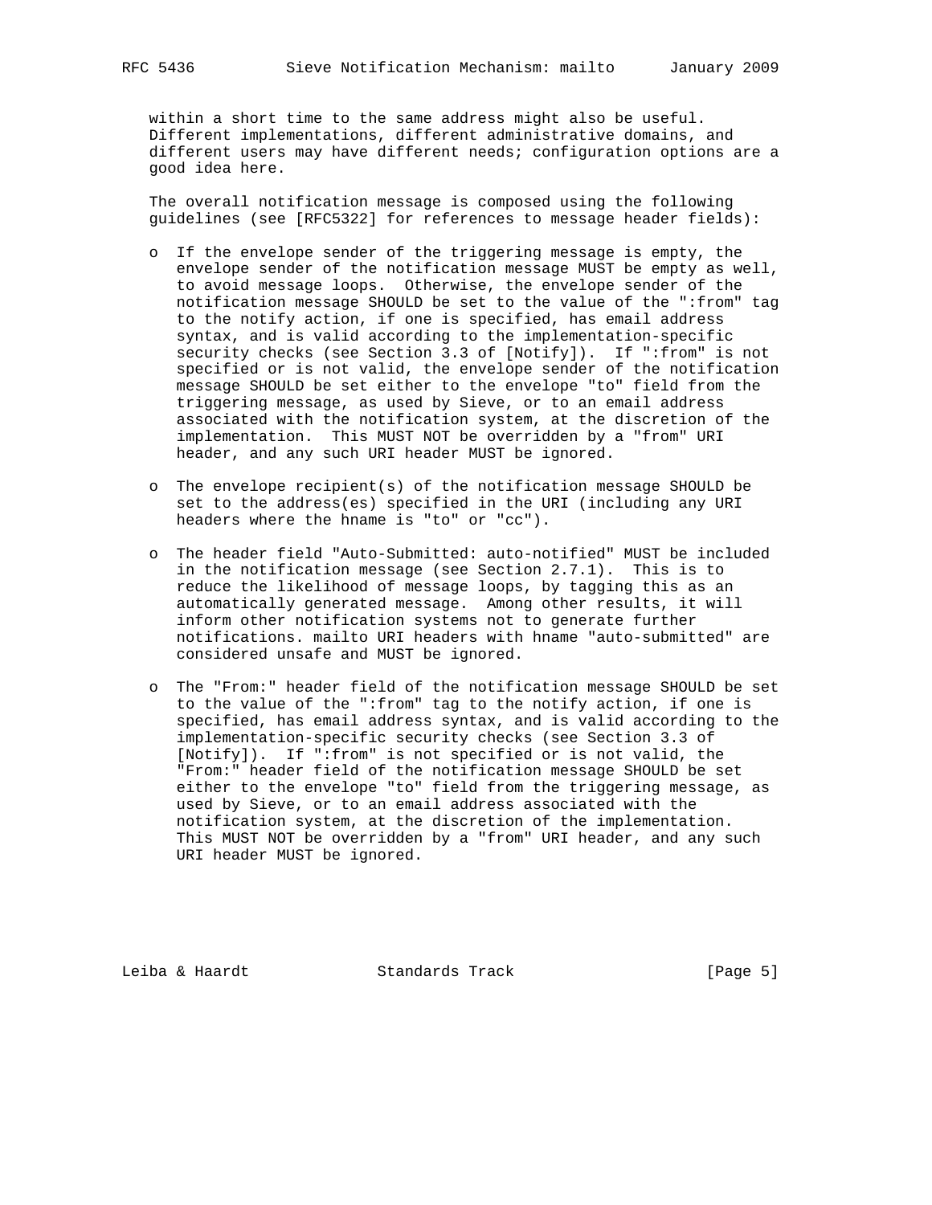within a short time to the same address might also be useful. Different implementations, different administrative domains, and different users may have different needs; configuration options are a good idea here.

The overall notification message is composed using the following guidelines (see [RFC5322] for references to message header fields):

- If the envelope sender of the triggering message is empty, the envelope sender of the notification message MUST be empty as well, to avoid message loops. Otherwise, the envelope sender of the notification message SHOULD be set to the value of the ":from" tag to the notify action, if one is specified, has email address syntax, and is valid according to the implementation-specific security checks (see Section 3.3 of [Notify]). If ":from" is not specified or is not valid, the envelope sender of the notification message SHOULD be set either to the envelope "to" field from the triggering message, as used by Sieve, or to an email address associated with the notification system, at the discretion of the implementation. This MUST NOT be overridden by a "from" URI header, and any such URI header MUST be ignored.

- The envelope recipient(s) of the notification message SHOULD be set to the address(es) specified in the URI (including any URI headers where the hname is "to" or "cc").

- The header field "Auto-Submitted: auto-notified" MUST be included in the notification message (see Section 2.7.1). This is to reduce the likelihood of message loops, by tagging this as an automatically generated message. Among other results, it will inform other notification systems not to generate further notifications. mailto URI headers with hname "auto-submitted" are considered unsafe and MUST be ignored.

- The "From:" header field of the notification message SHOULD be set to the value of the ":from" tag to the notify action, if one is specified, has email address syntax, and is valid according to the implementation-specific security checks (see Section 3.3 of [Notify]). If ":from" is not specified or is not valid, the "From:" header field of the notification message SHOULD be set either to the envelope "to" field from the triggering message, as used by Sieve, or to an email address associated with the notification system, at the discretion of the implementation. This MUST NOT be overridden by a "from" URI header, and any such URI header MUST be ignored.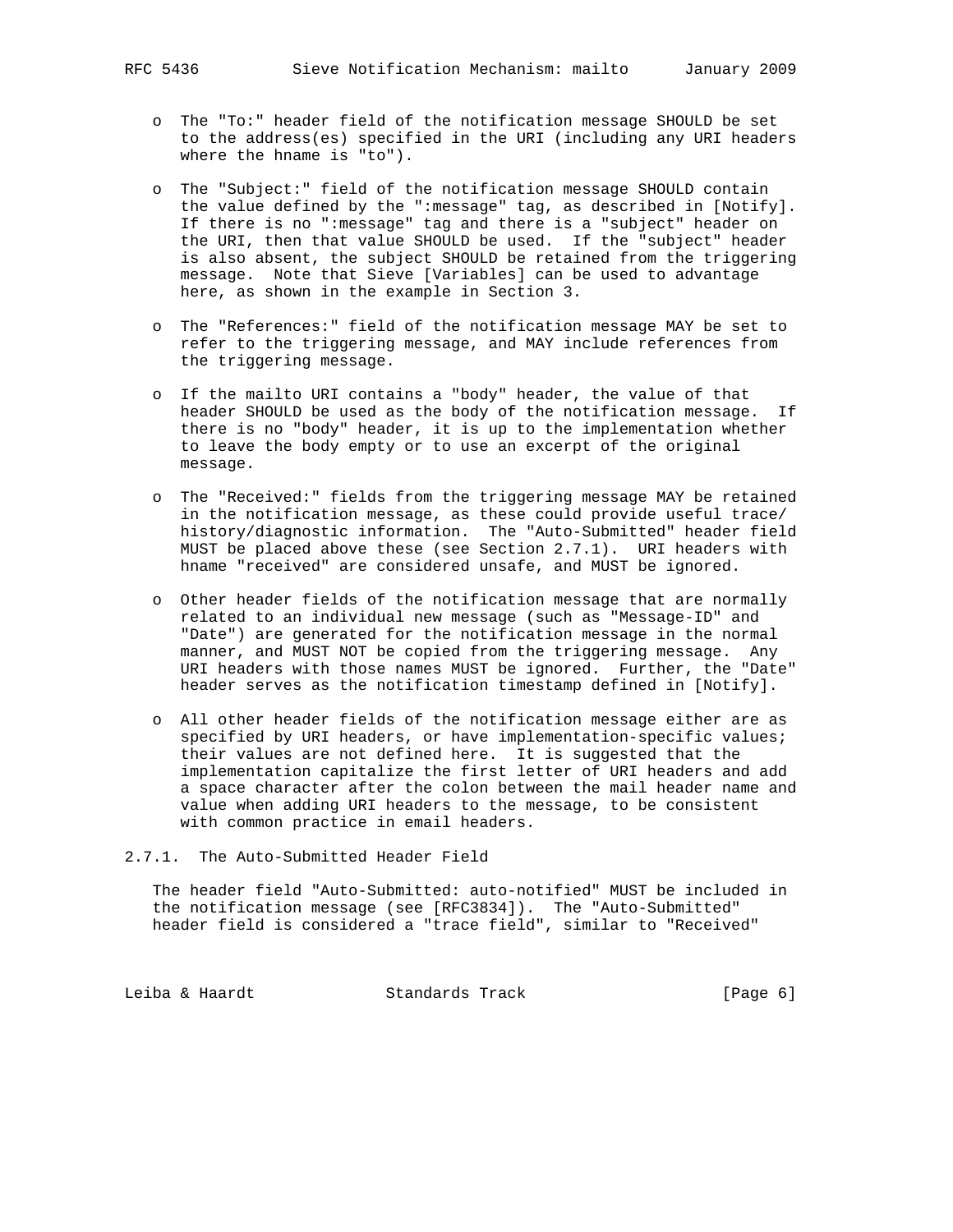- The "To:" header field of the notification message SHOULD be set to the address(es) specified in the URI (including any URI headers where the hname is "to").

- The "Subject:" field of the notification message SHOULD contain the value defined by the ":message" tag, as described in [Notify]. If there is no ":message" tag and there is a "subject" header on the URI, then that value SHOULD be used. If the "subject" header is also absent, the subject SHOULD be retained from the triggering message. Note that Sieve [Variables] can be used to advantage here, as shown in the example in Section 3.

- The "References:" field of the notification message MAY be set to refer to the triggering message, and MAY include references from the triggering message.

- If the mailto URI contains a "body" header, the value of that header SHOULD be used as the body of the notification message. If there is no "body" header, it is up to the implementation whether to leave the body empty or to use an excerpt of the original message.

- The "Received:" fields from the triggering message MAY be retained in the notification message, as these could provide useful trace/ history/diagnostic information. The "Auto-Submitted" header field MUST be placed above these (see Section 2.7.1). URI headers with hname "received" are considered unsafe, and MUST be ignored.

- Other header fields of the notification message that are normally related to an individual new message (such as "Message-ID" and "Date") are generated for the notification message in the normal manner, and MUST NOT be copied from the triggering message. Any URI headers with those names MUST be ignored. Further, the "Date" header serves as the notification timestamp defined in [Notify].

- All other header fields of the notification message either are as specified by URI headers, or have implementation-specific values; their values are not defined here. It is suggested that the implementation capitalize the first letter of URI headers and add a space character after the colon between the mail header name and value when adding URI headers to the message, to be consistent with common practice in email headers.

### 2.7.1. The Auto-Submitted Header Field

The header field "Auto-Submitted: auto-notified" MUST be included in the notification message (see [RFC3834]). The "Auto-Submitted" header field is considered a "trace field", similar to "Received"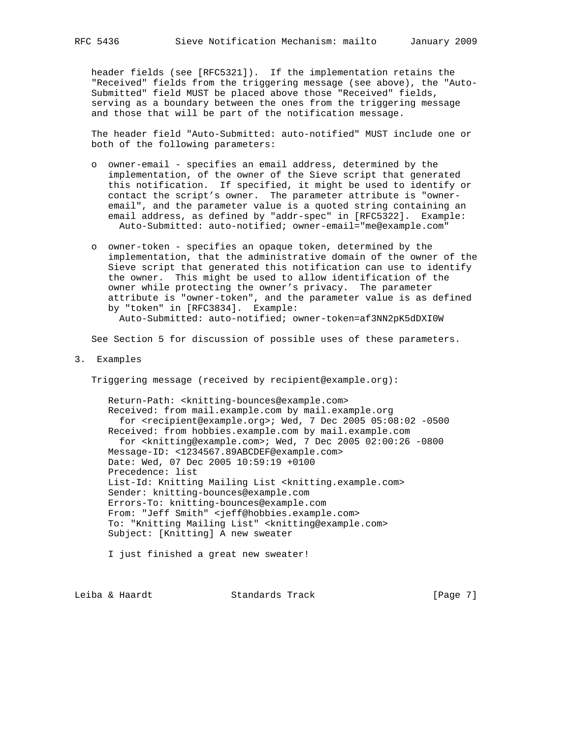header fields (see [RFC5321]). If the implementation retains the "Received" fields from the triggering message (see above), the "Auto-Submitted" field MUST be placed above those "Received" fields, serving as a boundary between the ones from the triggering message and those that will be part of the notification message.

The header field "Auto-Submitted: auto-notified" MUST include one or both of the following parameters:

- owner-email - specifies an email address, determined by the implementation, of the owner of the Sieve script that generated this notification. If specified, it might be used to identify or contact the script's owner. The parameter attribute is "owner-email", and the parameter value is a quoted string containing an email address, as defined by "addr-spec" in [RFC5322]. Example:
  `Auto-Submitted: auto-notified; owner-email="me@example.com"`

- owner-token - specifies an opaque token, determined by the implementation, that the administrative domain of the owner of the Sieve script that generated this notification can use to identify the owner. This might be used to allow identification of the owner while protecting the owner's privacy. The parameter attribute is "owner-token", and the parameter value is as defined by "token" in [RFC3834]. Example:
  `Auto-Submitted: auto-notified; owner-token=af3NN2pK5dDXI0W`

See Section 5 for discussion of possible uses of these parameters.

## 3. Examples

Triggering message (received by recipient@example.org):

```
Return-Path: <knitting-bounces@example.com>
Received: from mail.example.com by mail.example.org
  for <recipient@example.org>; Wed, 7 Dec 2005 05:08:02 -0500
Received: from hobbies.example.com by mail.example.com
  for <knitting@example.com>; Wed, 7 Dec 2005 02:00:26 -0800
Message-ID: <1234567.89ABCDEF@example.com>
Date: Wed, 07 Dec 2005 10:59:19 +0100
Precedence: list
List-Id: Knitting Mailing List <knitting.example.com>
Sender: knitting-bounces@example.com
Errors-To: knitting-bounces@example.com
From: "Jeff Smith" <jeff@hobbies.example.com>
To: "Knitting Mailing List" <knitting@example.com>
Subject: [Knitting] A new sweater

I just finished a great new sweater!
```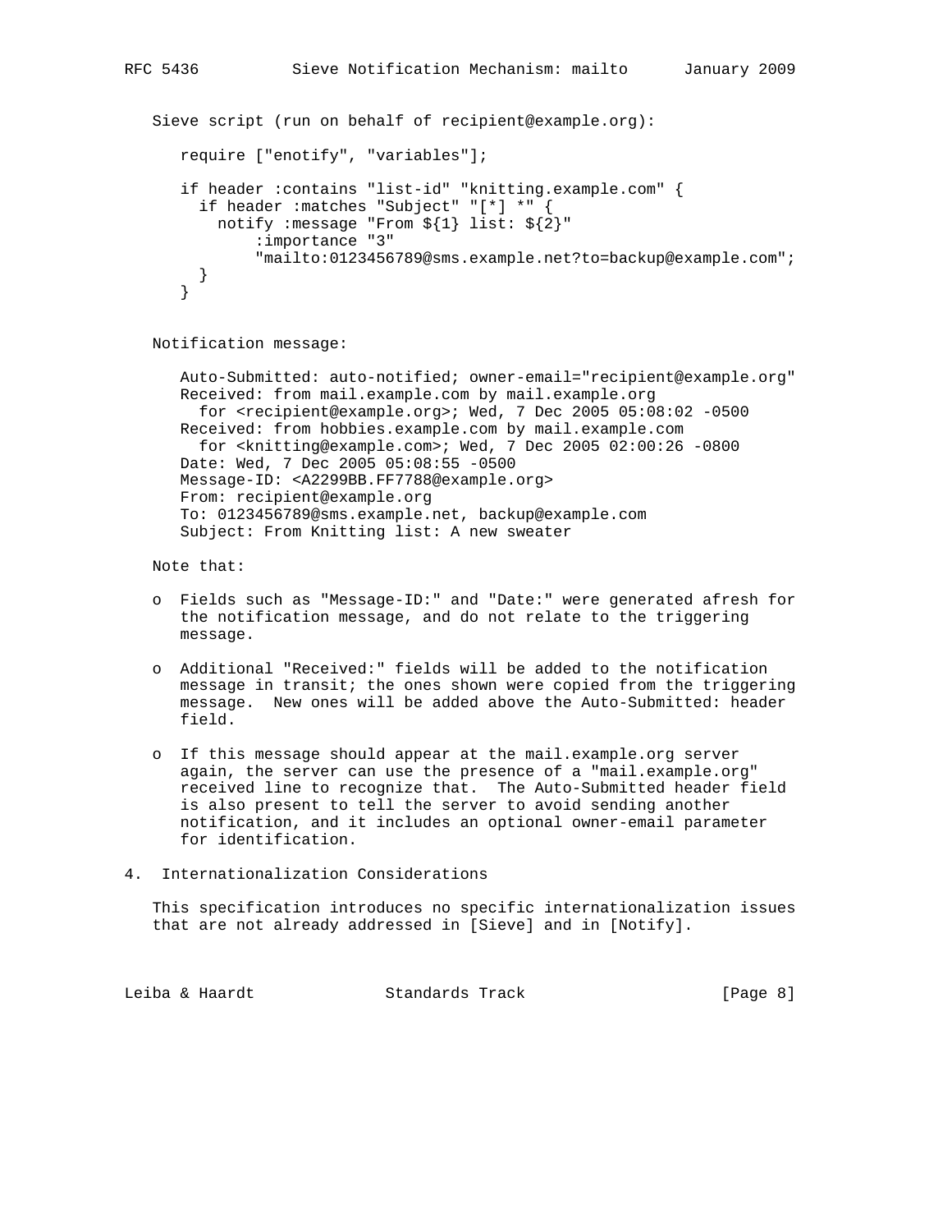Sieve script (run on behalf of recipient@example.org):

```
require ["enotify", "variables"];

if header :contains "list-id" "knitting.example.com" {
  if header :matches "Subject" "[*] *" {
    notify :message "From ${1} list: ${2}"
        :importance "3"
        "mailto:0123456789@sms.example.net?to=backup@example.com";
  }
}
```

Notification message:

```
Auto-Submitted: auto-notified; owner-email="recipient@example.org"
Received: from mail.example.com by mail.example.org
  for <recipient@example.org>; Wed, 7 Dec 2005 05:08:02 -0500
Received: from hobbies.example.com by mail.example.com
  for <knitting@example.com>; Wed, 7 Dec 2005 02:00:26 -0800
Date: Wed, 7 Dec 2005 05:08:55 -0500
Message-ID: <A2299BB.FF7788@example.org>
From: recipient@example.org
To: 0123456789@sms.example.net, backup@example.com
Subject: From Knitting list: A new sweater
```

Note that:

- Fields such as "Message-ID:" and "Date:" were generated afresh for the notification message, and do not relate to the triggering message.

- Additional "Received:" fields will be added to the notification message in transit; the ones shown were copied from the triggering message. New ones will be added above the Auto-Submitted: header field.

- If this message should appear at the mail.example.org server again, the server can use the presence of a "mail.example.org" received line to recognize that. The Auto-Submitted header field is also present to tell the server to avoid sending another notification, and it includes an optional owner-email parameter for identification.

## 4. Internationalization Considerations

This specification introduces no specific internationalization issues that are not already addressed in [Sieve] and in [Notify].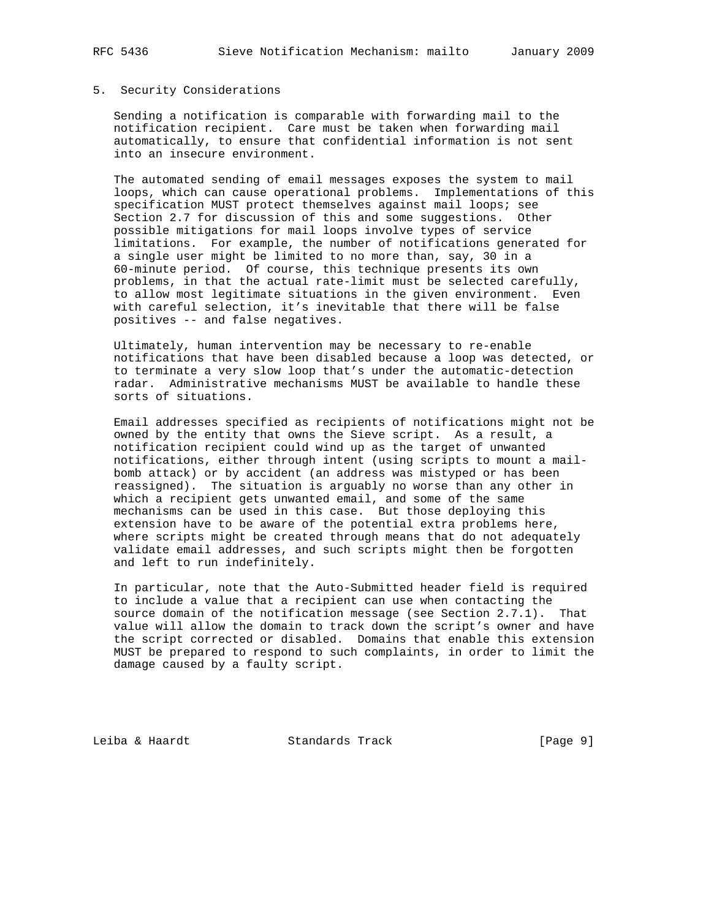## 5. Security Considerations

Sending a notification is comparable with forwarding mail to the notification recipient. Care must be taken when forwarding mail automatically, to ensure that confidential information is not sent into an insecure environment.

The automated sending of email messages exposes the system to mail loops, which can cause operational problems. Implementations of this specification MUST protect themselves against mail loops; see Section 2.7 for discussion of this and some suggestions. Other possible mitigations for mail loops involve types of service limitations. For example, the number of notifications generated for a single user might be limited to no more than, say, 30 in a 60-minute period. Of course, this technique presents its own problems, in that the actual rate-limit must be selected carefully, to allow most legitimate situations in the given environment. Even with careful selection, it’s inevitable that there will be false positives -- and false negatives.

Ultimately, human intervention may be necessary to re-enable notifications that have been disabled because a loop was detected, or to terminate a very slow loop that’s under the automatic-detection radar. Administrative mechanisms MUST be available to handle these sorts of situations.

Email addresses specified as recipients of notifications might not be owned by the entity that owns the Sieve script. As a result, a notification recipient could wind up as the target of unwanted notifications, either through intent (using scripts to mount a mail-bomb attack) or by accident (an address was mistyped or has been reassigned). The situation is arguably no worse than any other in which a recipient gets unwanted email, and some of the same mechanisms can be used in this case. But those deploying this extension have to be aware of the potential extra problems here, where scripts might be created through means that do not adequately validate email addresses, and such scripts might then be forgotten and left to run indefinitely.

In particular, note that the Auto-Submitted header field is required to include a value that a recipient can use when contacting the source domain of the notification message (see Section 2.7.1). That value will allow the domain to track down the script’s owner and have the script corrected or disabled. Domains that enable this extension MUST be prepared to respond to such complaints, in order to limit the damage caused by a faulty script.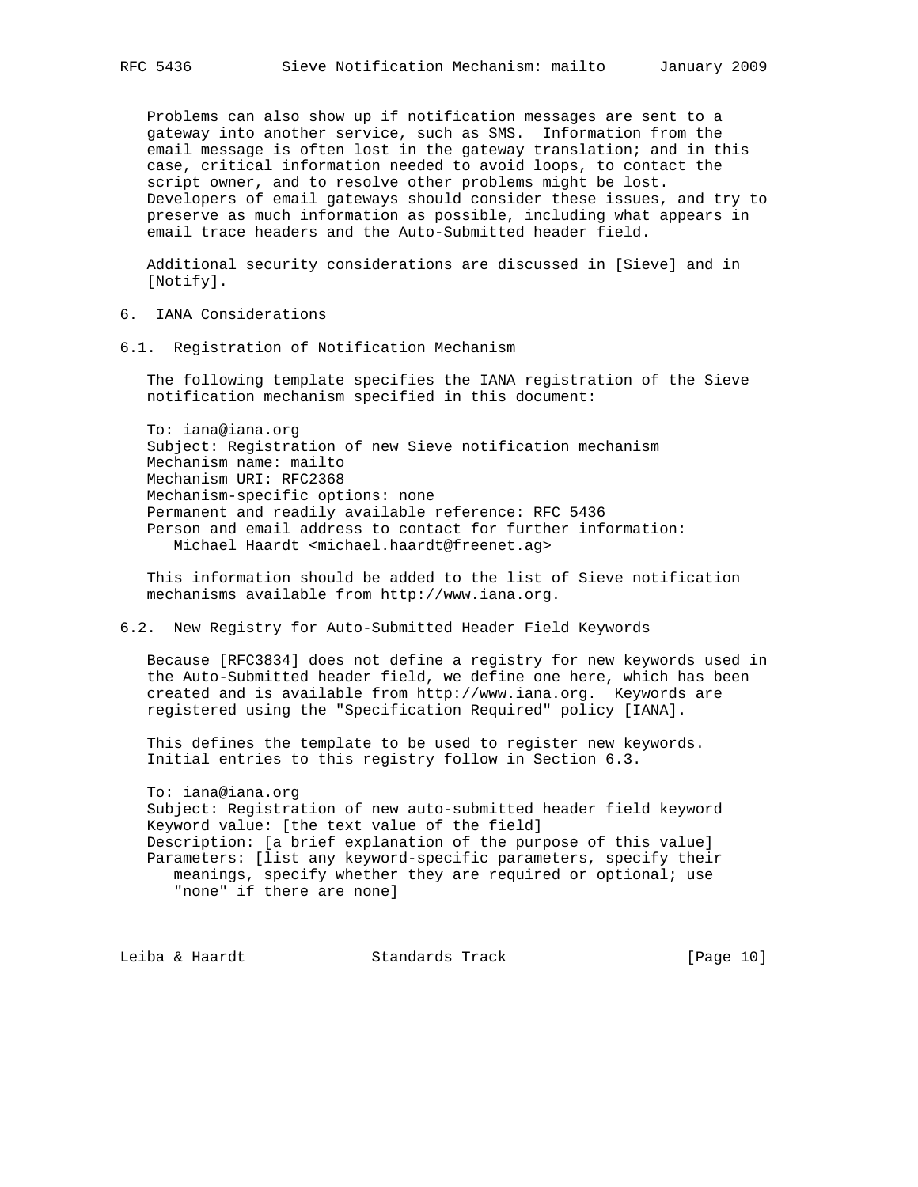Problems can also show up if notification messages are sent to a gateway into another service, such as SMS. Information from the email message is often lost in the gateway translation; and in this case, critical information needed to avoid loops, to contact the script owner, and to resolve other problems might be lost. Developers of email gateways should consider these issues, and try to preserve as much information as possible, including what appears in email trace headers and the Auto-Submitted header field.

Additional security considerations are discussed in [Sieve] and in [Notify].

## 6. IANA Considerations

### 6.1. Registration of Notification Mechanism

The following template specifies the IANA registration of the Sieve notification mechanism specified in this document:

```
To: iana@iana.org
Subject: Registration of new Sieve notification mechanism
Mechanism name: mailto
Mechanism URI: RFC2368
Mechanism-specific options: none
Permanent and readily available reference: RFC 5436
Person and email address to contact for further information:
   Michael Haardt <michael.haardt@freenet.ag>
```

This information should be added to the list of Sieve notification mechanisms available from http://www.iana.org.

### 6.2. New Registry for Auto-Submitted Header Field Keywords

Because [RFC3834] does not define a registry for new keywords used in the Auto-Submitted header field, we define one here, which has been created and is available from http://www.iana.org. Keywords are registered using the "Specification Required" policy [IANA].

This defines the template to be used to register new keywords. Initial entries to this registry follow in Section 6.3.

```
To: iana@iana.org
Subject: Registration of new auto-submitted header field keyword
Keyword value: [the text value of the field]
Description: [a brief explanation of the purpose of this value]
Parameters: [list any keyword-specific parameters, specify their
   meanings, specify whether they are required or optional; use
   "none" if there are none]
```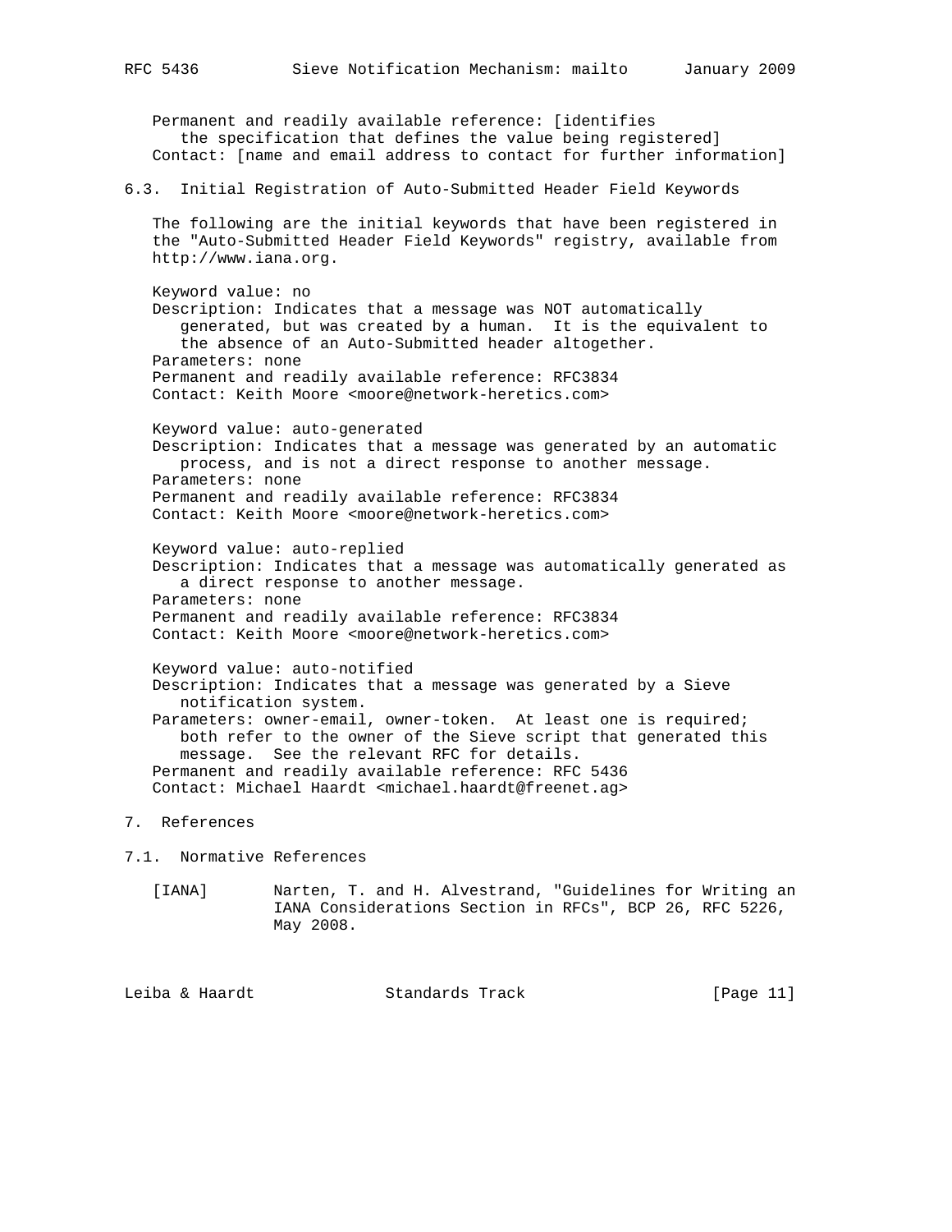Permanent and readily available reference: [identifies the specification that defines the value being registered]
Contact: [name and email address to contact for further information]

### 6.3. Initial Registration of Auto-Submitted Header Field Keywords

The following are the initial keywords that have been registered in the "Auto-Submitted Header Field Keywords" registry, available from http://www.iana.org.

Keyword value: no
Description: Indicates that a message was NOT automatically generated, but was created by a human. It is the equivalent to the absence of an Auto-Submitted header altogether.
Parameters: none
Permanent and readily available reference: RFC3834
Contact: Keith Moore <moore@network-heretics.com>

Keyword value: auto-generated
Description: Indicates that a message was generated by an automatic process, and is not a direct response to another message.
Parameters: none
Permanent and readily available reference: RFC3834
Contact: Keith Moore <moore@network-heretics.com>

Keyword value: auto-replied
Description: Indicates that a message was automatically generated as a direct response to another message.
Parameters: none
Permanent and readily available reference: RFC3834
Contact: Keith Moore <moore@network-heretics.com>

Keyword value: auto-notified
Description: Indicates that a message was generated by a Sieve notification system.
Parameters: owner-email, owner-token. At least one is required; both refer to the owner of the Sieve script that generated this message. See the relevant RFC for details.
Permanent and readily available reference: RFC 5436
Contact: Michael Haardt <michael.haardt@freenet.ag>

## 7. References

### 7.1. Normative References

[IANA] Narten, T. and H. Alvestrand, "Guidelines for Writing an IANA Considerations Section in RFCs", BCP 26, RFC 5226, May 2008.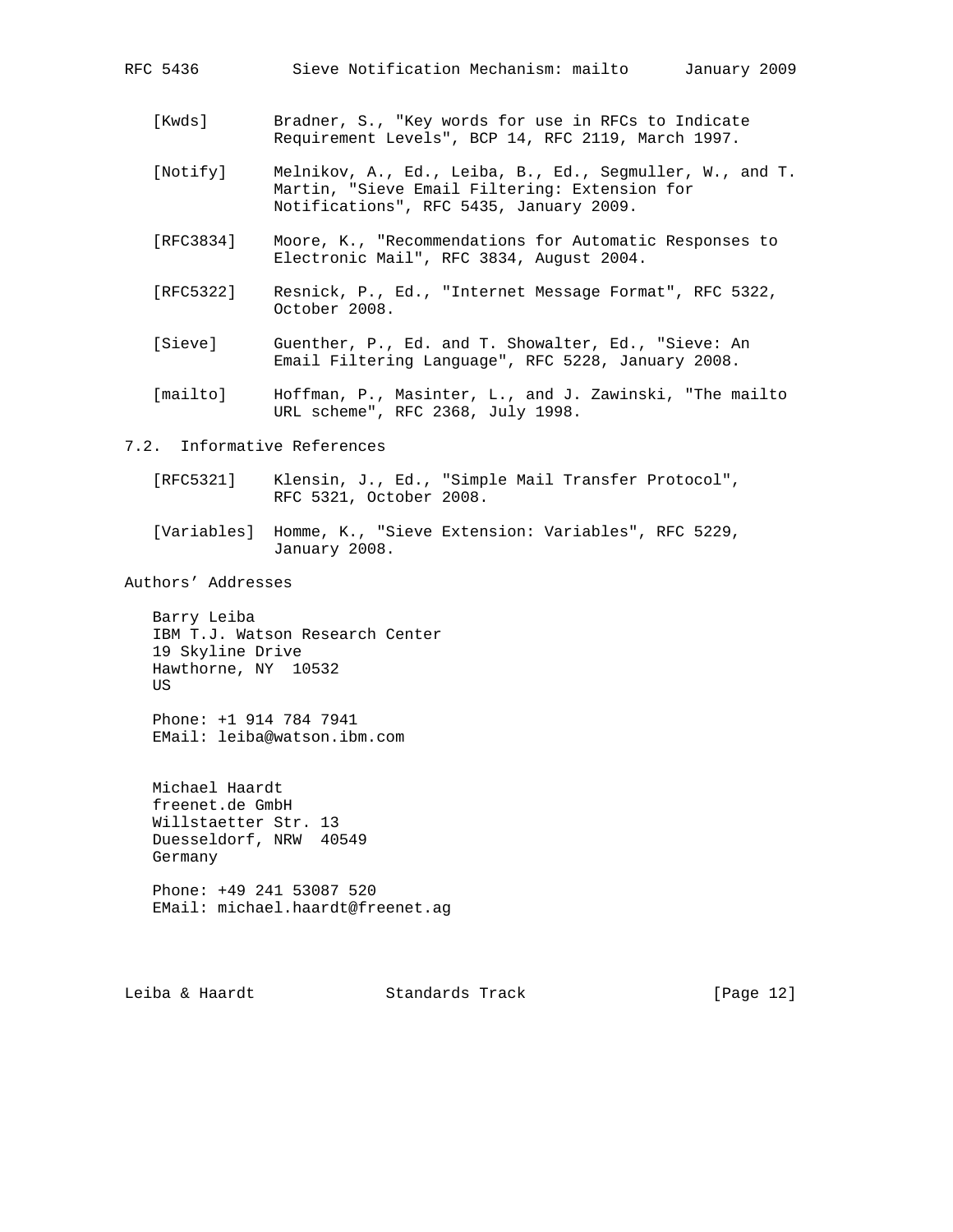[Kwds] Bradner, S., "Key words for use in RFCs to Indicate Requirement Levels", BCP 14, RFC 2119, March 1997.

[Notify] Melnikov, A., Ed., Leiba, B., Ed., Segmuller, W., and T. Martin, "Sieve Email Filtering: Extension for Notifications", RFC 5435, January 2009.

[RFC3834] Moore, K., "Recommendations for Automatic Responses to Electronic Mail", RFC 3834, August 2004.

[RFC5322] Resnick, P., Ed., "Internet Message Format", RFC 5322, October 2008.

[Sieve] Guenther, P., Ed. and T. Showalter, Ed., "Sieve: An Email Filtering Language", RFC 5228, January 2008.

[mailto] Hoffman, P., Masinter, L., and J. Zawinski, "The mailto URL scheme", RFC 2368, July 1998.

### 7.2. Informative References

[RFC5321] Klensin, J., Ed., "Simple Mail Transfer Protocol", RFC 5321, October 2008.

[Variables] Homme, K., "Sieve Extension: Variables", RFC 5229, January 2008.

## Authors' Addresses

Barry Leiba
IBM T.J. Watson Research Center
19 Skyline Drive
Hawthorne, NY 10532
US

Phone: +1 914 784 7941
EMail: leiba@watson.ibm.com

Michael Haardt
freenet.de GmbH
Willstaetter Str. 13
Duesseldorf, NRW 40549
Germany

Phone: +49 241 53087 520
EMail: michael.haardt@freenet.ag